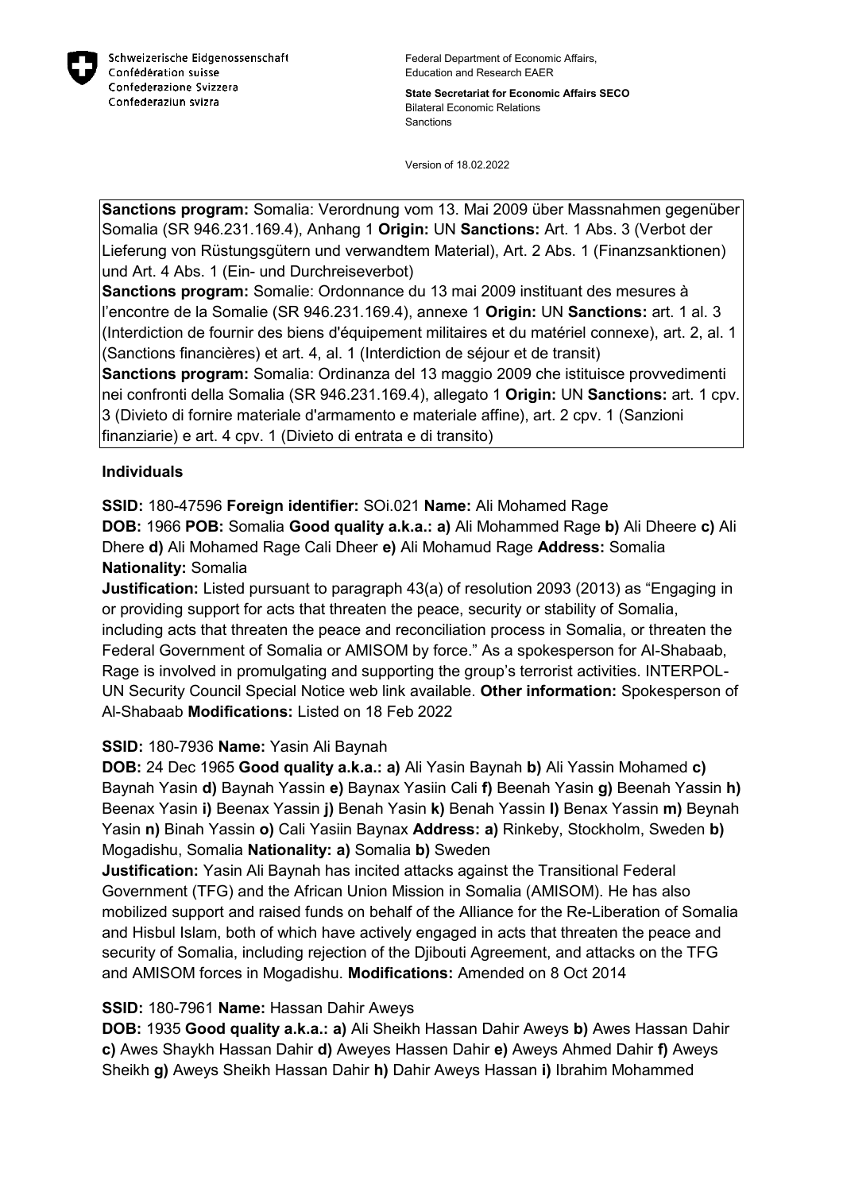Schweizerische Eidgenossenschaft
Confédération suisse
Confederazione Svizzera
Confederaziun svizra

Federal Department of Economic Affairs, Education and Research EAER

**State Secretariat for Economic Affairs SECO**
Bilateral Economic Relations
Sanctions

Version of 18.02.2022

**Sanctions program:** Somalia: Verordnung vom 13. Mai 2009 über Massnahmen gegenüber Somalia (SR 946.231.169.4), Anhang 1 **Origin:** UN **Sanctions:** Art. 1 Abs. 3 (Verbot der Lieferung von Rüstungsgütern und verwandtem Material), Art. 2 Abs. 1 (Finanzsanktionen) und Art. 4 Abs. 1 (Ein- und Durchreiseverbot)
**Sanctions program:** Somalie: Ordonnance du 13 mai 2009 instituant des mesures à l'encontre de la Somalie (SR 946.231.169.4), annexe 1 **Origin:** UN **Sanctions:** art. 1 al. 3 (Interdiction de fournir des biens d'équipement militaires et du matériel connexe), art. 2, al. 1 (Sanctions financières) et art. 4, al. 1 (Interdiction de séjour et de transit)
**Sanctions program:** Somalia: Ordinanza del 13 maggio 2009 che istituisce provvedimenti nei confronti della Somalia (SR 946.231.169.4), allegato 1 **Origin:** UN **Sanctions:** art. 1 cpv. 3 (Divieto di fornire materiale d'armamento e materiale affine), art. 2 cpv. 1 (Sanzioni finanziarie) e art. 4 cpv. 1 (Divieto di entrata e di transito)

**Individuals**

**SSID:** 180-47596 **Foreign identifier:** SOi.021 **Name:** Ali Mohamed Rage
**DOB:** 1966 **POB:** Somalia **Good quality a.k.a.: a)** Ali Mohammed Rage **b)** Ali Dheere **c)** Ali Dhere **d)** Ali Mohamed Rage Cali Dheer **e)** Ali Mohamud Rage **Address:** Somalia **Nationality:** Somalia
**Justification:** Listed pursuant to paragraph 43(a) of resolution 2093 (2013) as "Engaging in or providing support for acts that threaten the peace, security or stability of Somalia, including acts that threaten the peace and reconciliation process in Somalia, or threaten the Federal Government of Somalia or AMISOM by force." As a spokesperson for Al-Shabaab, Rage is involved in promulgating and supporting the group's terrorist activities. INTERPOL-UN Security Council Special Notice web link available. **Other information:** Spokesperson of Al-Shabaab **Modifications:** Listed on 18 Feb 2022

**SSID:** 180-7936 **Name:** Yasin Ali Baynah
**DOB:** 24 Dec 1965 **Good quality a.k.a.: a)** Ali Yasin Baynah **b)** Ali Yassin Mohamed **c)** Baynah Yasin **d)** Baynah Yassin **e)** Baynax Yasiin Cali **f)** Beenah Yasin **g)** Beenah Yassin **h)** Beenax Yasin **i)** Beenax Yassin **j)** Benah Yasin **k)** Benah Yassin **l)** Benax Yassin **m)** Beynah Yasin **n)** Binah Yassin **o)** Cali Yasiin Baynax **Address: a)** Rinkeby, Stockholm, Sweden **b)** Mogadishu, Somalia **Nationality: a)** Somalia **b)** Sweden
**Justification:** Yasin Ali Baynah has incited attacks against the Transitional Federal Government (TFG) and the African Union Mission in Somalia (AMISOM). He has also mobilized support and raised funds on behalf of the Alliance for the Re-Liberation of Somalia and Hisbul Islam, both of which have actively engaged in acts that threaten the peace and security of Somalia, including rejection of the Djibouti Agreement, and attacks on the TFG and AMISOM forces in Mogadishu. **Modifications:** Amended on 8 Oct 2014

**SSID:** 180-7961 **Name:** Hassan Dahir Aweys
**DOB:** 1935 **Good quality a.k.a.: a)** Ali Sheikh Hassan Dahir Aweys **b)** Awes Hassan Dahir **c)** Awes Shaykh Hassan Dahir **d)** Aweyes Hassen Dahir **e)** Aweys Ahmed Dahir **f)** Aweys Sheikh **g)** Aweys Sheikh Hassan Dahir **h)** Dahir Aweys Hassan **i)** Ibrahim Mohammed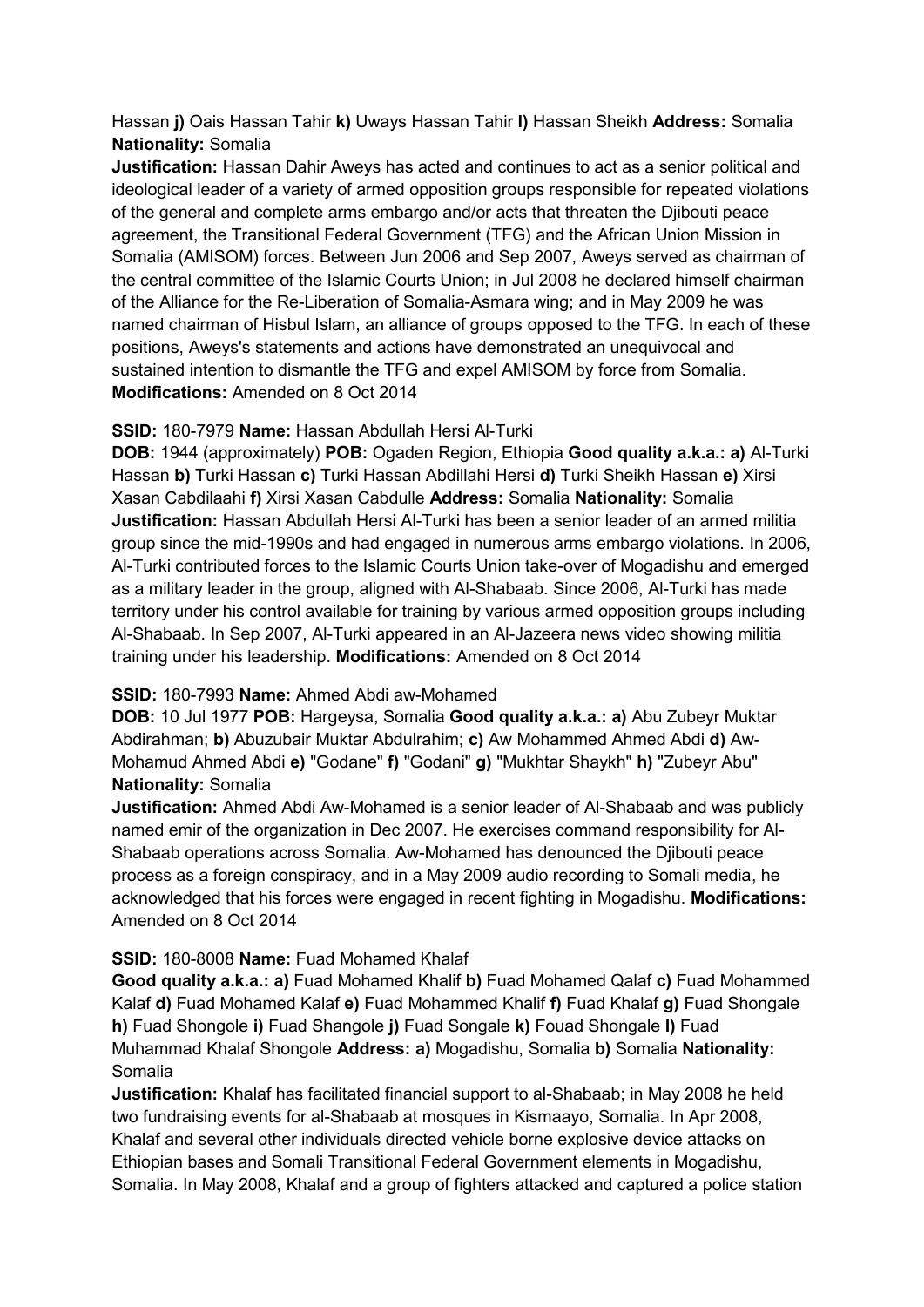Hassan **j)** Oais Hassan Tahir **k)** Uways Hassan Tahir **l)** Hassan Sheikh **Address:** Somalia **Nationality:** Somalia

**Justification:** Hassan Dahir Aweys has acted and continues to act as a senior political and ideological leader of a variety of armed opposition groups responsible for repeated violations of the general and complete arms embargo and/or acts that threaten the Djibouti peace agreement, the Transitional Federal Government (TFG) and the African Union Mission in Somalia (AMISOM) forces. Between Jun 2006 and Sep 2007, Aweys served as chairman of the central committee of the Islamic Courts Union; in Jul 2008 he declared himself chairman of the Alliance for the Re-Liberation of Somalia-Asmara wing; and in May 2009 he was named chairman of Hisbul Islam, an alliance of groups opposed to the TFG. In each of these positions, Aweys's statements and actions have demonstrated an unequivocal and sustained intention to dismantle the TFG and expel AMISOM by force from Somalia. **Modifications:** Amended on 8 Oct 2014

**SSID:** 180-7979 **Name:** Hassan Abdullah Hersi Al-Turki

**DOB:** 1944 (approximately) **POB:** Ogaden Region, Ethiopia **Good quality a.k.a.: a)** Al-Turki Hassan **b)** Turki Hassan **c)** Turki Hassan Abdillahi Hersi **d)** Turki Sheikh Hassan **e)** Xirsi Xasan Cabdilaahi **f)** Xirsi Xasan Cabdulle **Address:** Somalia **Nationality:** Somalia

**Justification:** Hassan Abdullah Hersi Al-Turki has been a senior leader of an armed militia group since the mid-1990s and had engaged in numerous arms embargo violations. In 2006, Al-Turki contributed forces to the Islamic Courts Union take-over of Mogadishu and emerged as a military leader in the group, aligned with Al-Shabaab. Since 2006, Al-Turki has made territory under his control available for training by various armed opposition groups including Al-Shabaab. In Sep 2007, Al-Turki appeared in an Al-Jazeera news video showing militia training under his leadership. **Modifications:** Amended on 8 Oct 2014

**SSID:** 180-7993 **Name:** Ahmed Abdi aw-Mohamed

**DOB:** 10 Jul 1977 **POB:** Hargeysa, Somalia **Good quality a.k.a.: a)** Abu Zubeyr Muktar Abdirahman; **b)** Abuzubair Muktar Abdulrahim; **c)** Aw Mohammed Ahmed Abdi **d)** Aw-Mohamud Ahmed Abdi **e)** "Godane" **f)** "Godani" **g)** "Mukhtar Shaykh" **h)** "Zubeyr Abu" **Nationality:** Somalia

**Justification:** Ahmed Abdi Aw-Mohamed is a senior leader of Al-Shabaab and was publicly named emir of the organization in Dec 2007. He exercises command responsibility for Al-Shabaab operations across Somalia. Aw-Mohamed has denounced the Djibouti peace process as a foreign conspiracy, and in a May 2009 audio recording to Somali media, he acknowledged that his forces were engaged in recent fighting in Mogadishu. **Modifications:** Amended on 8 Oct 2014

**SSID:** 180-8008 **Name:** Fuad Mohamed Khalaf

**Good quality a.k.a.: a)** Fuad Mohamed Khalif **b)** Fuad Mohamed Qalaf **c)** Fuad Mohammed Kalaf **d)** Fuad Mohamed Kalaf **e)** Fuad Mohammed Khalif **f)** Fuad Khalaf **g)** Fuad Shongale **h)** Fuad Shongole **i)** Fuad Shangole **j)** Fuad Songale **k)** Fouad Shongale **l)** Fuad Muhammad Khalaf Shongole **Address: a)** Mogadishu, Somalia **b)** Somalia **Nationality:** Somalia

**Justification:** Khalaf has facilitated financial support to al-Shabaab; in May 2008 he held two fundraising events for al-Shabaab at mosques in Kismaayo, Somalia. In Apr 2008, Khalaf and several other individuals directed vehicle borne explosive device attacks on Ethiopian bases and Somali Transitional Federal Government elements in Mogadishu, Somalia. In May 2008, Khalaf and a group of fighters attacked and captured a police station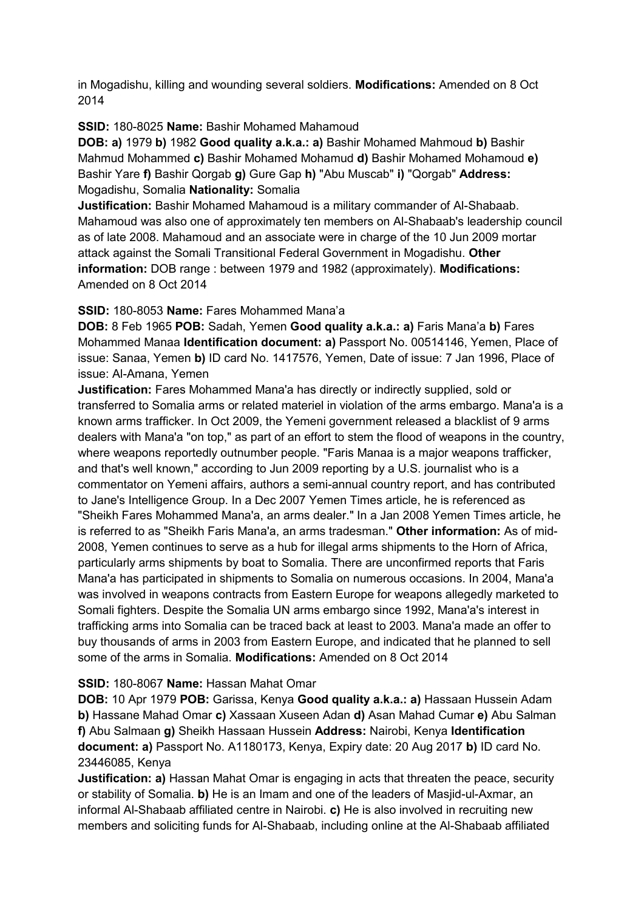in Mogadishu, killing and wounding several soldiers. **Modifications:** Amended on 8 Oct 2014

**SSID:** 180-8025 **Name:** Bashir Mohamed Mahamoud
**DOB: a)** 1979 **b)** 1982 **Good quality a.k.a.: a)** Bashir Mohamed Mahmoud **b)** Bashir Mahmud Mohammed **c)** Bashir Mohamed Mohamud **d)** Bashir Mohamed Mohamoud **e)** Bashir Yare **f)** Bashir Qorgab **g)** Gure Gap **h)** "Abu Muscab" **i)** "Qorgab" **Address:** Mogadishu, Somalia **Nationality:** Somalia
**Justification:** Bashir Mohamed Mahamoud is a military commander of Al-Shabaab. Mahamoud was also one of approximately ten members on Al-Shabaab's leadership council as of late 2008. Mahamoud and an associate were in charge of the 10 Jun 2009 mortar attack against the Somali Transitional Federal Government in Mogadishu. **Other information:** DOB range : between 1979 and 1982 (approximately). **Modifications:** Amended on 8 Oct 2014

**SSID:** 180-8053 **Name:** Fares Mohammed Mana'a
**DOB:** 8 Feb 1965 **POB:** Sadah, Yemen **Good quality a.k.a.: a)** Faris Mana'a **b)** Fares Mohammed Manaa **Identification document: a)** Passport No. 00514146, Yemen, Place of issue: Sanaa, Yemen **b)** ID card No. 1417576, Yemen, Date of issue: 7 Jan 1996, Place of issue: Al-Amana, Yemen
**Justification:** Fares Mohammed Mana'a has directly or indirectly supplied, sold or transferred to Somalia arms or related materiel in violation of the arms embargo. Mana'a is a known arms trafficker. In Oct 2009, the Yemeni government released a blacklist of 9 arms dealers with Mana'a "on top," as part of an effort to stem the flood of weapons in the country, where weapons reportedly outnumber people. "Faris Manaa is a major weapons trafficker, and that's well known," according to Jun 2009 reporting by a U.S. journalist who is a commentator on Yemeni affairs, authors a semi-annual country report, and has contributed to Jane's Intelligence Group. In a Dec 2007 Yemen Times article, he is referenced as "Sheikh Fares Mohammed Mana'a, an arms dealer." In a Jan 2008 Yemen Times article, he is referred to as "Sheikh Faris Mana'a, an arms tradesman." **Other information:** As of mid-2008, Yemen continues to serve as a hub for illegal arms shipments to the Horn of Africa, particularly arms shipments by boat to Somalia. There are unconfirmed reports that Faris Mana'a has participated in shipments to Somalia on numerous occasions. In 2004, Mana'a was involved in weapons contracts from Eastern Europe for weapons allegedly marketed to Somali fighters. Despite the Somalia UN arms embargo since 1992, Mana'a's interest in trafficking arms into Somalia can be traced back at least to 2003. Mana'a made an offer to buy thousands of arms in 2003 from Eastern Europe, and indicated that he planned to sell some of the arms in Somalia. **Modifications:** Amended on 8 Oct 2014

**SSID:** 180-8067 **Name:** Hassan Mahat Omar
**DOB:** 10 Apr 1979 **POB:** Garissa, Kenya **Good quality a.k.a.: a)** Hassaan Hussein Adam **b)** Hassane Mahad Omar **c)** Xassaan Xuseen Adan **d)** Asan Mahad Cumar **e)** Abu Salman **f)** Abu Salmaan **g)** Sheikh Hassaan Hussein **Address:** Nairobi, Kenya **Identification document: a)** Passport No. A1180173, Kenya, Expiry date: 20 Aug 2017 **b)** ID card No. 23446085, Kenya
**Justification: a)** Hassan Mahat Omar is engaging in acts that threaten the peace, security or stability of Somalia. **b)** He is an Imam and one of the leaders of Masjid-ul-Axmar, an informal Al-Shabaab affiliated centre in Nairobi. **c)** He is also involved in recruiting new members and soliciting funds for Al-Shabaab, including online at the Al-Shabaab affiliated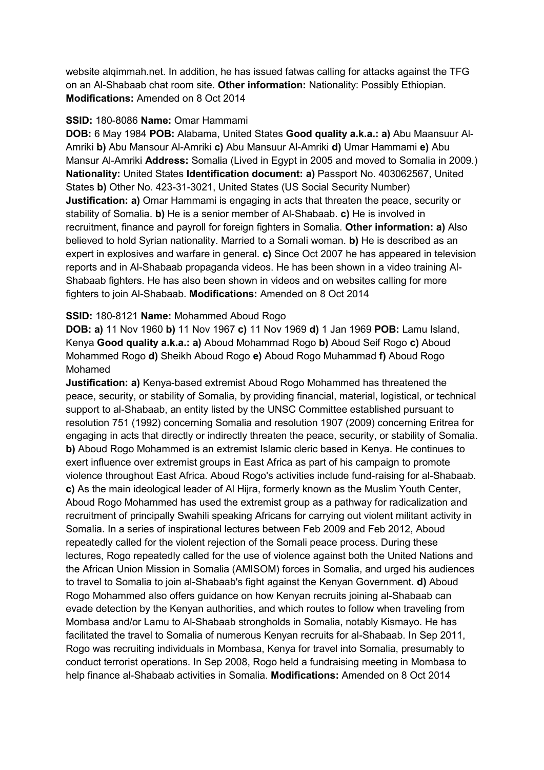website alqimmah.net. In addition, he has issued fatwas calling for attacks against the TFG on an Al-Shabaab chat room site. **Other information:** Nationality: Possibly Ethiopian. **Modifications:** Amended on 8 Oct 2014

**SSID:** 180-8086 **Name:** Omar Hammami
**DOB:** 6 May 1984 **POB:** Alabama, United States **Good quality a.k.a.: a)** Abu Maansuur Al-Amriki **b)** Abu Mansour Al-Amriki **c)** Abu Mansuur Al-Amriki **d)** Umar Hammami **e)** Abu Mansur Al-Amriki **Address:** Somalia (Lived in Egypt in 2005 and moved to Somalia in 2009.) **Nationality:** United States **Identification document: a)** Passport No. 403062567, United States **b)** Other No. 423-31-3021, United States (US Social Security Number)
**Justification: a)** Omar Hammami is engaging in acts that threaten the peace, security or stability of Somalia. **b)** He is a senior member of Al-Shabaab. **c)** He is involved in recruitment, finance and payroll for foreign fighters in Somalia. **Other information: a)** Also believed to hold Syrian nationality. Married to a Somali woman. **b)** He is described as an expert in explosives and warfare in general. **c)** Since Oct 2007 he has appeared in television reports and in Al-Shabaab propaganda videos. He has been shown in a video training Al-Shabaab fighters. He has also been shown in videos and on websites calling for more fighters to join Al-Shabaab. **Modifications:** Amended on 8 Oct 2014

**SSID:** 180-8121 **Name:** Mohammed Aboud Rogo
**DOB: a)** 11 Nov 1960 **b)** 11 Nov 1967 **c)** 11 Nov 1969 **d)** 1 Jan 1969 **POB:** Lamu Island, Kenya **Good quality a.k.a.: a)** Aboud Mohammad Rogo **b)** Aboud Seif Rogo **c)** Aboud Mohammed Rogo **d)** Sheikh Aboud Rogo **e)** Aboud Rogo Muhammad **f)** Aboud Rogo Mohamed
**Justification: a)** Kenya-based extremist Aboud Rogo Mohammed has threatened the peace, security, or stability of Somalia, by providing financial, material, logistical, or technical support to al-Shabaab, an entity listed by the UNSC Committee established pursuant to resolution 751 (1992) concerning Somalia and resolution 1907 (2009) concerning Eritrea for engaging in acts that directly or indirectly threaten the peace, security, or stability of Somalia. **b)** Aboud Rogo Mohammed is an extremist Islamic cleric based in Kenya. He continues to exert influence over extremist groups in East Africa as part of his campaign to promote violence throughout East Africa. Aboud Rogo's activities include fund-raising for al-Shabaab. **c)** As the main ideological leader of Al Hijra, formerly known as the Muslim Youth Center, Aboud Rogo Mohammed has used the extremist group as a pathway for radicalization and recruitment of principally Swahili speaking Africans for carrying out violent militant activity in Somalia. In a series of inspirational lectures between Feb 2009 and Feb 2012, Aboud repeatedly called for the violent rejection of the Somali peace process. During these lectures, Rogo repeatedly called for the use of violence against both the United Nations and the African Union Mission in Somalia (AMISOM) forces in Somalia, and urged his audiences to travel to Somalia to join al-Shabaab's fight against the Kenyan Government. **d)** Aboud Rogo Mohammed also offers guidance on how Kenyan recruits joining al-Shabaab can evade detection by the Kenyan authorities, and which routes to follow when traveling from Mombasa and/or Lamu to Al-Shabaab strongholds in Somalia, notably Kismayo. He has facilitated the travel to Somalia of numerous Kenyan recruits for al-Shabaab. In Sep 2011, Rogo was recruiting individuals in Mombasa, Kenya for travel into Somalia, presumably to conduct terrorist operations. In Sep 2008, Rogo held a fundraising meeting in Mombasa to help finance al-Shabaab activities in Somalia. **Modifications:** Amended on 8 Oct 2014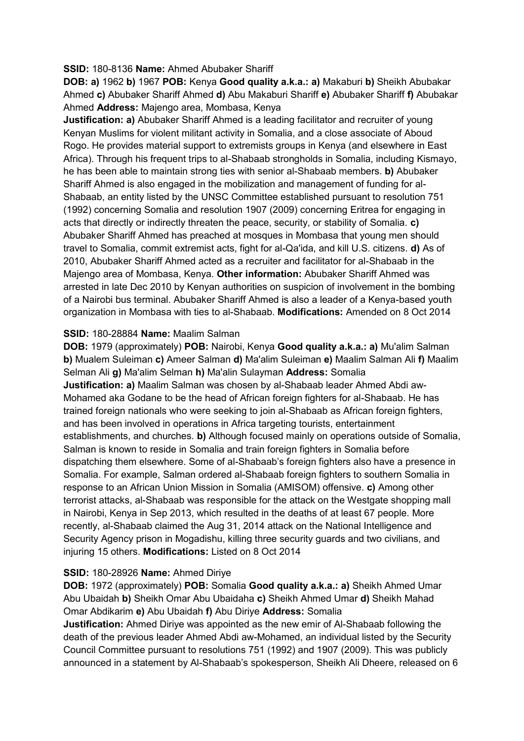**SSID:** 180-8136 **Name:** Ahmed Abubaker Shariff

**DOB: a)** 1962 **b)** 1967 **POB:** Kenya **Good quality a.k.a.: a)** Makaburi **b)** Sheikh Abubakar Ahmed **c)** Abubaker Shariff Ahmed **d)** Abu Makaburi Shariff **e)** Abubaker Shariff **f)** Abubakar Ahmed **Address:** Majengo area, Mombasa, Kenya

**Justification: a)** Abubaker Shariff Ahmed is a leading facilitator and recruiter of young Kenyan Muslims for violent militant activity in Somalia, and a close associate of Aboud Rogo. He provides material support to extremists groups in Kenya (and elsewhere in East Africa). Through his frequent trips to al-Shabaab strongholds in Somalia, including Kismayo, he has been able to maintain strong ties with senior al-Shabaab members. **b)** Abubaker Shariff Ahmed is also engaged in the mobilization and management of funding for al-Shabaab, an entity listed by the UNSC Committee established pursuant to resolution 751 (1992) concerning Somalia and resolution 1907 (2009) concerning Eritrea for engaging in acts that directly or indirectly threaten the peace, security, or stability of Somalia. **c)** Abubaker Shariff Ahmed has preached at mosques in Mombasa that young men should travel to Somalia, commit extremist acts, fight for al-Qa'ida, and kill U.S. citizens. **d)** As of 2010, Abubaker Shariff Ahmed acted as a recruiter and facilitator for al-Shabaab in the Majengo area of Mombasa, Kenya. **Other information:** Abubaker Shariff Ahmed was arrested in late Dec 2010 by Kenyan authorities on suspicion of involvement in the bombing of a Nairobi bus terminal. Abubaker Shariff Ahmed is also a leader of a Kenya-based youth organization in Mombasa with ties to al-Shabaab. **Modifications:** Amended on 8 Oct 2014

**SSID:** 180-28884 **Name:** Maalim Salman

**DOB:** 1979 (approximately) **POB:** Nairobi, Kenya **Good quality a.k.a.: a)** Mu'alim Salman **b)** Mualem Suleiman **c)** Ameer Salman **d)** Ma'alim Suleiman **e)** Maalim Salman Ali **f)** Maalim Selman Ali **g)** Ma'alim Selman **h)** Ma'alin Sulayman **Address:** Somalia

**Justification: a)** Maalim Salman was chosen by al-Shabaab leader Ahmed Abdi aw-Mohamed aka Godane to be the head of African foreign fighters for al-Shabaab. He has trained foreign nationals who were seeking to join al-Shabaab as African foreign fighters, and has been involved in operations in Africa targeting tourists, entertainment establishments, and churches. **b)** Although focused mainly on operations outside of Somalia, Salman is known to reside in Somalia and train foreign fighters in Somalia before dispatching them elsewhere. Some of al-Shabaab's foreign fighters also have a presence in Somalia. For example, Salman ordered al-Shabaab foreign fighters to southern Somalia in response to an African Union Mission in Somalia (AMISOM) offensive. **c)** Among other terrorist attacks, al-Shabaab was responsible for the attack on the Westgate shopping mall in Nairobi, Kenya in Sep 2013, which resulted in the deaths of at least 67 people. More recently, al-Shabaab claimed the Aug 31, 2014 attack on the National Intelligence and Security Agency prison in Mogadishu, killing three security guards and two civilians, and injuring 15 others. **Modifications:** Listed on 8 Oct 2014

**SSID:** 180-28926 **Name:** Ahmed Diriye

**DOB:** 1972 (approximately) **POB:** Somalia **Good quality a.k.a.: a)** Sheikh Ahmed Umar Abu Ubaidah **b)** Sheikh Omar Abu Ubaidaha **c)** Sheikh Ahmed Umar **d)** Sheikh Mahad Omar Abdikarim **e)** Abu Ubaidah **f)** Abu Diriye **Address:** Somalia

**Justification:** Ahmed Diriye was appointed as the new emir of Al-Shabaab following the death of the previous leader Ahmed Abdi aw-Mohamed, an individual listed by the Security Council Committee pursuant to resolutions 751 (1992) and 1907 (2009). This was publicly announced in a statement by Al-Shabaab's spokesperson, Sheikh Ali Dheere, released on 6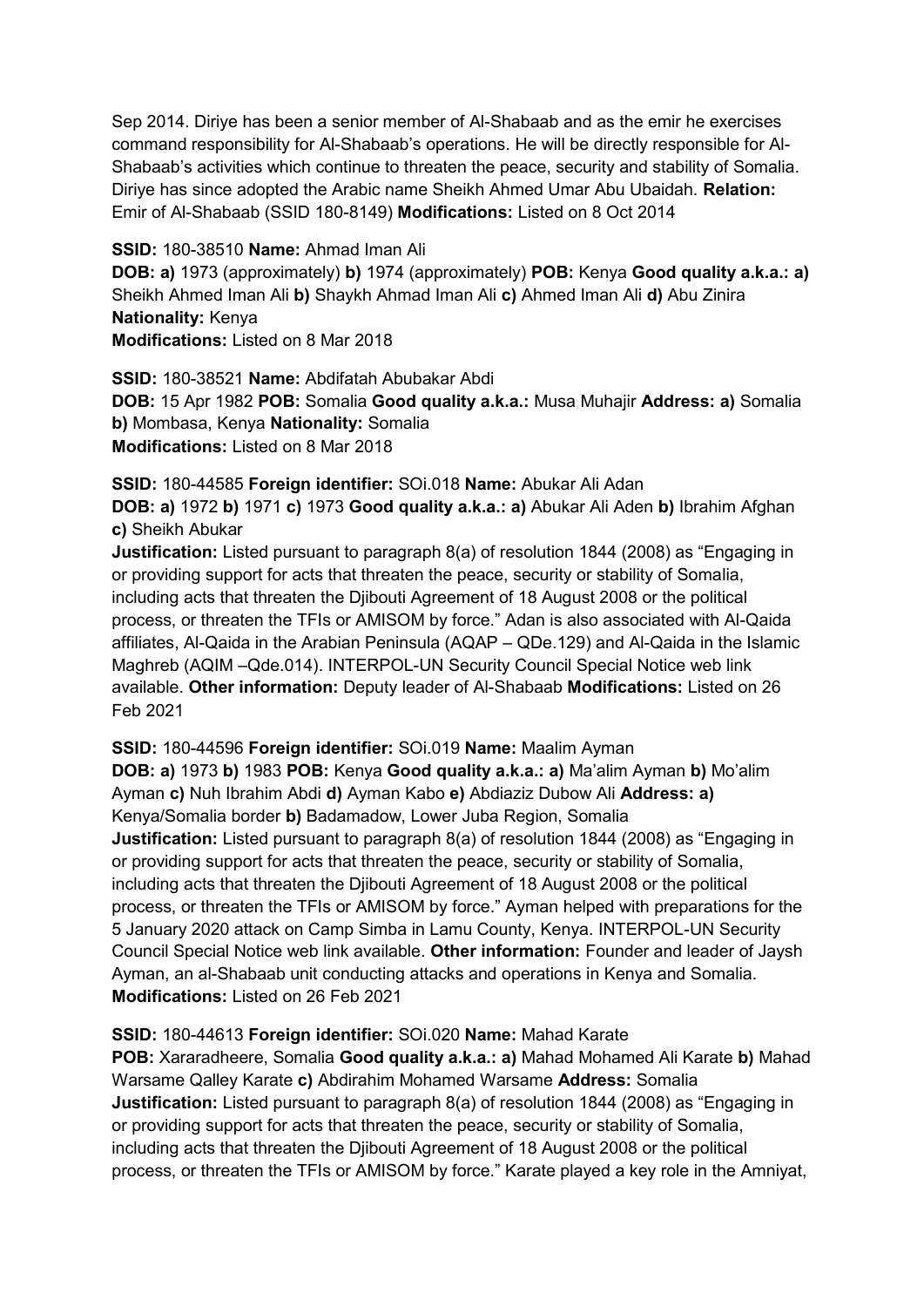Sep 2014. Diriye has been a senior member of Al-Shabaab and as the emir he exercises command responsibility for Al-Shabaab's operations. He will be directly responsible for Al-Shabaab's activities which continue to threaten the peace, security and stability of Somalia. Diriye has since adopted the Arabic name Sheikh Ahmed Umar Abu Ubaidah. **Relation:** Emir of Al-Shabaab (SSID 180-8149) **Modifications:** Listed on 8 Oct 2014

**SSID:** 180-38510 **Name:** Ahmad Iman Ali
**DOB: a)** 1973 (approximately) **b)** 1974 (approximately) **POB:** Kenya **Good quality a.k.a.: a)** Sheikh Ahmed Iman Ali **b)** Shaykh Ahmad Iman Ali **c)** Ahmed Iman Ali **d)** Abu Zinira **Nationality:** Kenya
**Modifications:** Listed on 8 Mar 2018

**SSID:** 180-38521 **Name:** Abdifatah Abubakar Abdi
**DOB:** 15 Apr 1982 **POB:** Somalia **Good quality a.k.a.:** Musa Muhajir **Address: a)** Somalia **b)** Mombasa, Kenya **Nationality:** Somalia
**Modifications:** Listed on 8 Mar 2018

**SSID:** 180-44585 **Foreign identifier:** SOi.018 **Name:** Abukar Ali Adan
**DOB: a)** 1972 **b)** 1971 **c)** 1973 **Good quality a.k.a.: a)** Abukar Ali Aden **b)** Ibrahim Afghan **c)** Sheikh Abukar
**Justification:** Listed pursuant to paragraph 8(a) of resolution 1844 (2008) as "Engaging in or providing support for acts that threaten the peace, security or stability of Somalia, including acts that threaten the Djibouti Agreement of 18 August 2008 or the political process, or threaten the TFIs or AMISOM by force." Adan is also associated with Al-Qaida affiliates, Al-Qaida in the Arabian Peninsula (AQAP – QDe.129) and Al-Qaida in the Islamic Maghreb (AQIM –Qde.014). INTERPOL-UN Security Council Special Notice web link available. **Other information:** Deputy leader of Al-Shabaab **Modifications:** Listed on 26 Feb 2021

**SSID:** 180-44596 **Foreign identifier:** SOi.019 **Name:** Maalim Ayman
**DOB: a)** 1973 **b)** 1983 **POB:** Kenya **Good quality a.k.a.: a)** Ma'alim Ayman **b)** Mo'alim Ayman **c)** Nuh Ibrahim Abdi **d)** Ayman Kabo **e)** Abdiaziz Dubow Ali **Address: a)** Kenya/Somalia border **b)** Badamadow, Lower Juba Region, Somalia
**Justification:** Listed pursuant to paragraph 8(a) of resolution 1844 (2008) as "Engaging in or providing support for acts that threaten the peace, security or stability of Somalia, including acts that threaten the Djibouti Agreement of 18 August 2008 or the political process, or threaten the TFIs or AMISOM by force." Ayman helped with preparations for the 5 January 2020 attack on Camp Simba in Lamu County, Kenya. INTERPOL-UN Security Council Special Notice web link available. **Other information:** Founder and leader of Jaysh Ayman, an al-Shabaab unit conducting attacks and operations in Kenya and Somalia. **Modifications:** Listed on 26 Feb 2021

**SSID:** 180-44613 **Foreign identifier:** SOi.020 **Name:** Mahad Karate
**POB:** Xararadheere, Somalia **Good quality a.k.a.: a)** Mahad Mohamed Ali Karate **b)** Mahad Warsame Qalley Karate **c)** Abdirahim Mohamed Warsame **Address:** Somalia
**Justification:** Listed pursuant to paragraph 8(a) of resolution 1844 (2008) as "Engaging in or providing support for acts that threaten the peace, security or stability of Somalia, including acts that threaten the Djibouti Agreement of 18 August 2008 or the political process, or threaten the TFIs or AMISOM by force." Karate played a key role in the Amniyat,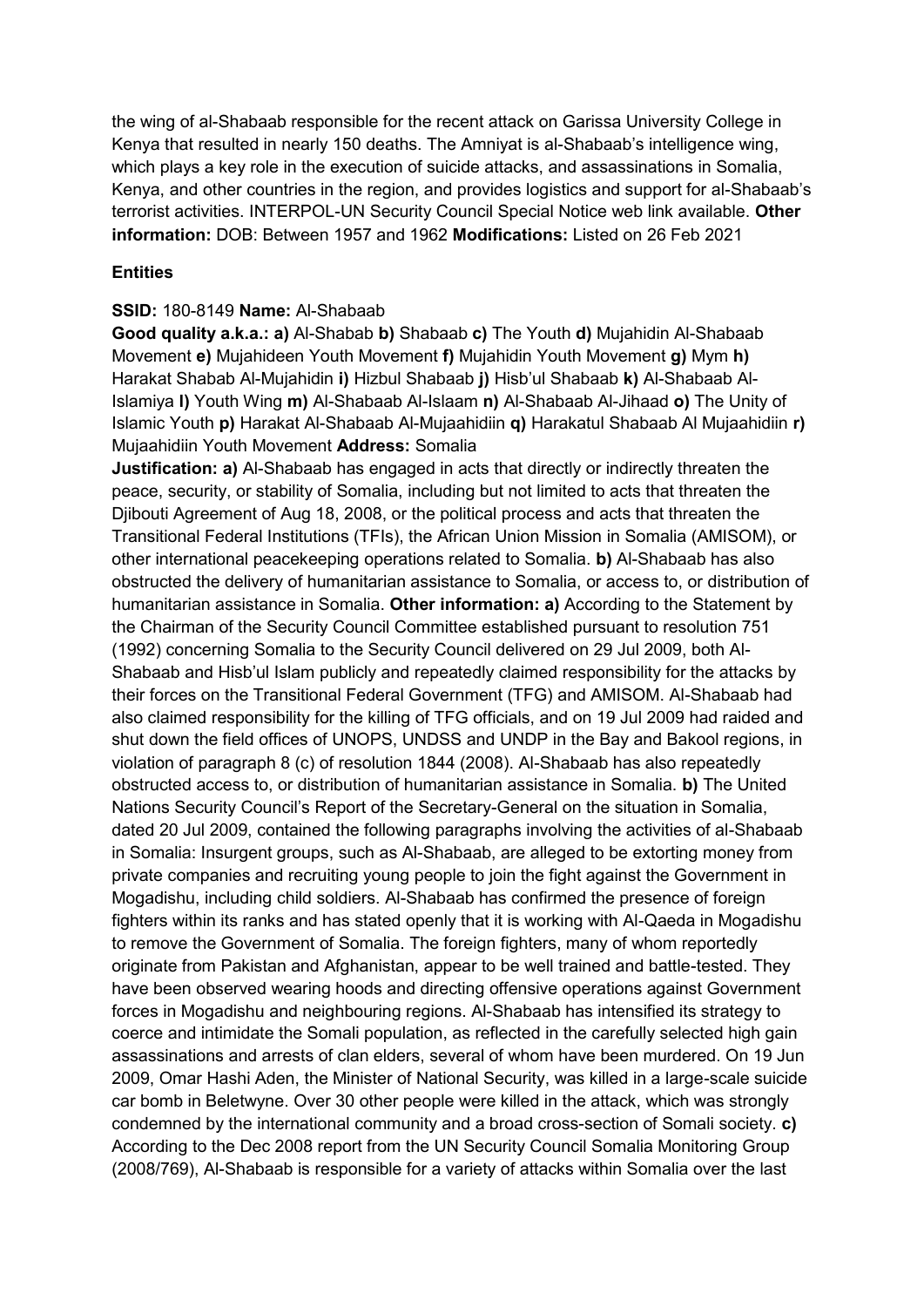the wing of al-Shabaab responsible for the recent attack on Garissa University College in Kenya that resulted in nearly 150 deaths. The Amniyat is al-Shabaab's intelligence wing, which plays a key role in the execution of suicide attacks, and assassinations in Somalia, Kenya, and other countries in the region, and provides logistics and support for al-Shabaab's terrorist activities. INTERPOL-UN Security Council Special Notice web link available. **Other information:** DOB: Between 1957 and 1962 **Modifications:** Listed on 26 Feb 2021

**Entities**

**SSID:** 180-8149 **Name:** Al-Shabaab

**Good quality a.k.a.: a)** Al-Shabab **b)** Shabaab **c)** The Youth **d)** Mujahidin Al-Shabaab Movement **e)** Mujahideen Youth Movement **f)** Mujahidin Youth Movement **g)** Mym **h)** Harakat Shabab Al-Mujahidin **i)** Hizbul Shabaab **j)** Hisb'ul Shabaab **k)** Al-Shabaab Al-Islamiya **l)** Youth Wing **m)** Al-Shabaab Al-Islaam **n)** Al-Shabaab Al-Jihaad **o)** The Unity of Islamic Youth **p)** Harakat Al-Shabaab Al-Mujaahidiin **q)** Harakatul Shabaab Al Mujaahidiin **r)** Mujaahidiin Youth Movement **Address:** Somalia

**Justification: a)** Al-Shabaab has engaged in acts that directly or indirectly threaten the peace, security, or stability of Somalia, including but not limited to acts that threaten the Djibouti Agreement of Aug 18, 2008, or the political process and acts that threaten the Transitional Federal Institutions (TFIs), the African Union Mission in Somalia (AMISOM), or other international peacekeeping operations related to Somalia. **b)** Al-Shabaab has also obstructed the delivery of humanitarian assistance to Somalia, or access to, or distribution of humanitarian assistance in Somalia. **Other information: a)** According to the Statement by the Chairman of the Security Council Committee established pursuant to resolution 751 (1992) concerning Somalia to the Security Council delivered on 29 Jul 2009, both Al-Shabaab and Hisb'ul Islam publicly and repeatedly claimed responsibility for the attacks by their forces on the Transitional Federal Government (TFG) and AMISOM. Al-Shabaab had also claimed responsibility for the killing of TFG officials, and on 19 Jul 2009 had raided and shut down the field offices of UNOPS, UNDSS and UNDP in the Bay and Bakool regions, in violation of paragraph 8 (c) of resolution 1844 (2008). Al-Shabaab has also repeatedly obstructed access to, or distribution of humanitarian assistance in Somalia. **b)** The United Nations Security Council's Report of the Secretary-General on the situation in Somalia, dated 20 Jul 2009, contained the following paragraphs involving the activities of al-Shabaab in Somalia: Insurgent groups, such as Al-Shabaab, are alleged to be extorting money from private companies and recruiting young people to join the fight against the Government in Mogadishu, including child soldiers. Al-Shabaab has confirmed the presence of foreign fighters within its ranks and has stated openly that it is working with Al-Qaeda in Mogadishu to remove the Government of Somalia. The foreign fighters, many of whom reportedly originate from Pakistan and Afghanistan, appear to be well trained and battle-tested. They have been observed wearing hoods and directing offensive operations against Government forces in Mogadishu and neighbouring regions. Al-Shabaab has intensified its strategy to coerce and intimidate the Somali population, as reflected in the carefully selected high gain assassinations and arrests of clan elders, several of whom have been murdered. On 19 Jun 2009, Omar Hashi Aden, the Minister of National Security, was killed in a large-scale suicide car bomb in Beletwyne. Over 30 other people were killed in the attack, which was strongly condemned by the international community and a broad cross-section of Somali society. **c)** According to the Dec 2008 report from the UN Security Council Somalia Monitoring Group (2008/769), Al-Shabaab is responsible for a variety of attacks within Somalia over the last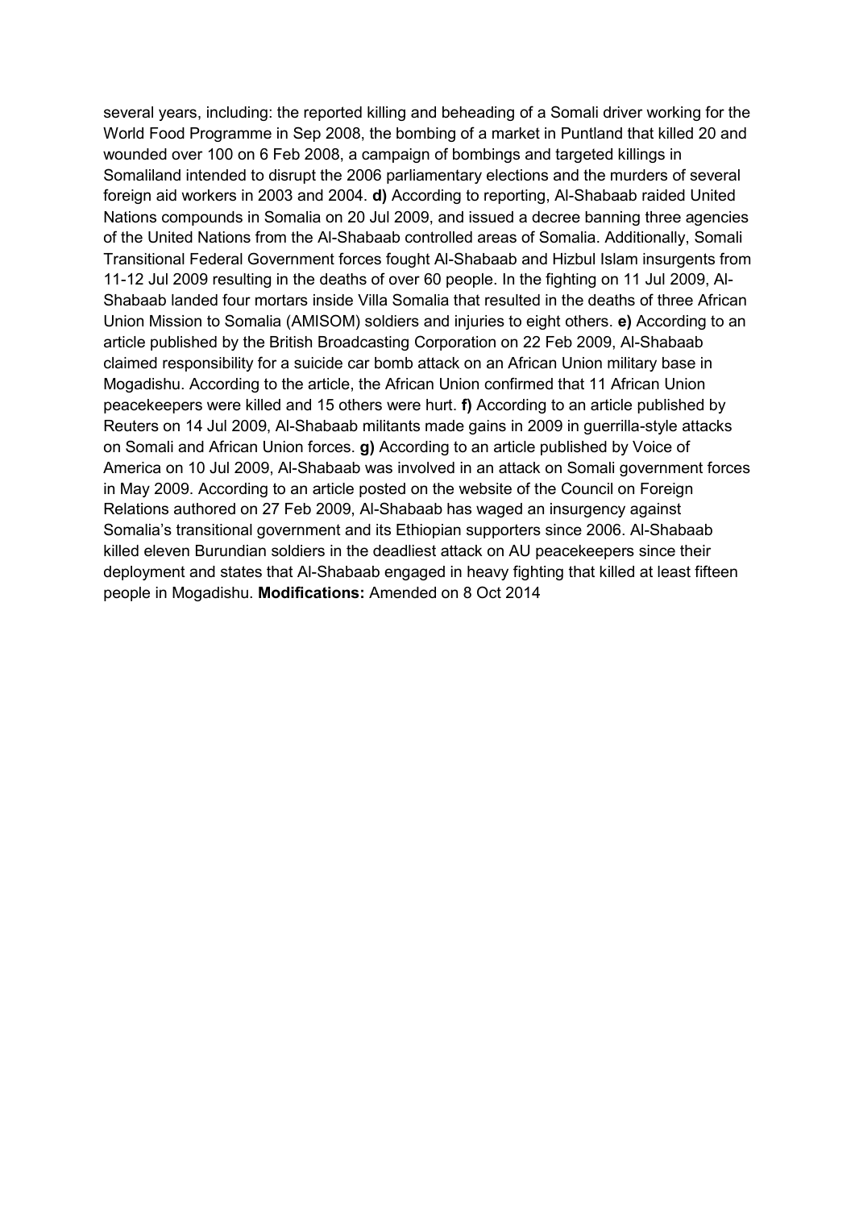several years, including: the reported killing and beheading of a Somali driver working for the World Food Programme in Sep 2008, the bombing of a market in Puntland that killed 20 and wounded over 100 on 6 Feb 2008, a campaign of bombings and targeted killings in Somaliland intended to disrupt the 2006 parliamentary elections and the murders of several foreign aid workers in 2003 and 2004. **d)** According to reporting, Al-Shabaab raided United Nations compounds in Somalia on 20 Jul 2009, and issued a decree banning three agencies of the United Nations from the Al-Shabaab controlled areas of Somalia. Additionally, Somali Transitional Federal Government forces fought Al-Shabaab and Hizbul Islam insurgents from 11-12 Jul 2009 resulting in the deaths of over 60 people. In the fighting on 11 Jul 2009, Al-Shabaab landed four mortars inside Villa Somalia that resulted in the deaths of three African Union Mission to Somalia (AMISOM) soldiers and injuries to eight others. **e)** According to an article published by the British Broadcasting Corporation on 22 Feb 2009, Al-Shabaab claimed responsibility for a suicide car bomb attack on an African Union military base in Mogadishu. According to the article, the African Union confirmed that 11 African Union peacekeepers were killed and 15 others were hurt. **f)** According to an article published by Reuters on 14 Jul 2009, Al-Shabaab militants made gains in 2009 in guerrilla-style attacks on Somali and African Union forces. **g)** According to an article published by Voice of America on 10 Jul 2009, Al-Shabaab was involved in an attack on Somali government forces in May 2009. According to an article posted on the website of the Council on Foreign Relations authored on 27 Feb 2009, Al-Shabaab has waged an insurgency against Somalia's transitional government and its Ethiopian supporters since 2006. Al-Shabaab killed eleven Burundian soldiers in the deadliest attack on AU peacekeepers since their deployment and states that Al-Shabaab engaged in heavy fighting that killed at least fifteen people in Mogadishu. **Modifications:** Amended on 8 Oct 2014